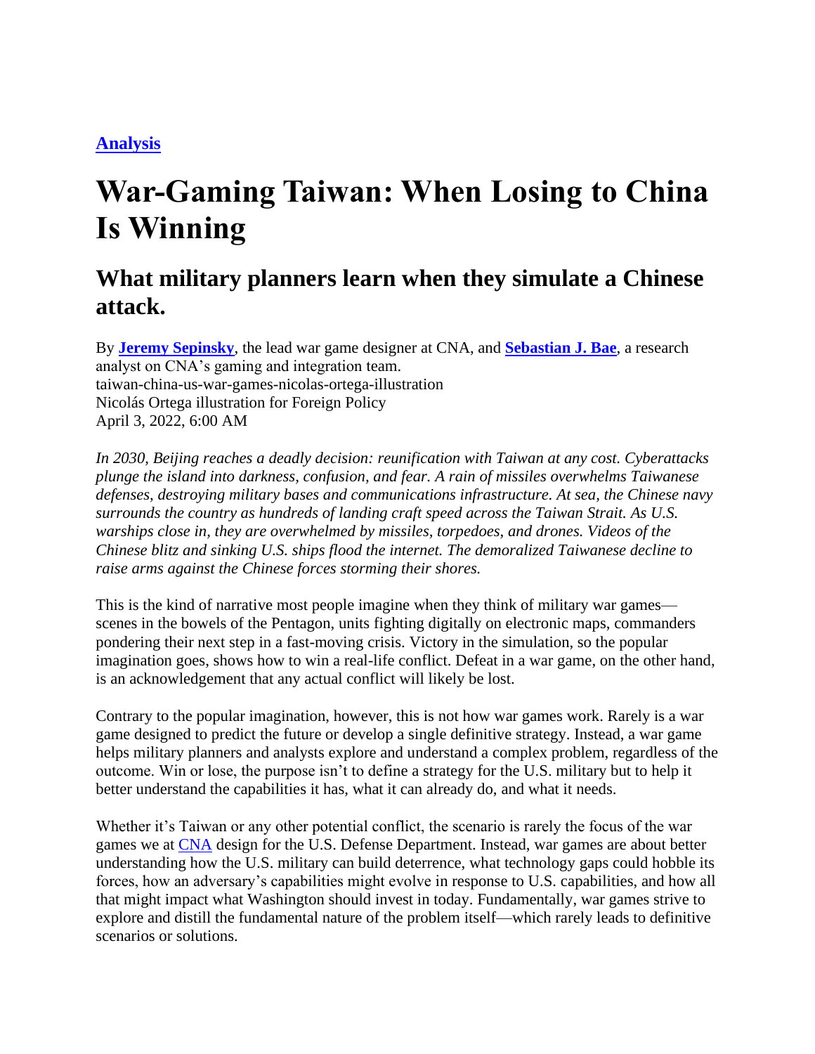**Analysis**

# War-Gaming Taiwan: When Losing to China Is Winning

## What military planners learn when they simulate a Chinese attack.

By **Jeremy Sepinsky**, the lead war game designer at CNA, and **Sebastian J. Bae**, a research analyst on CNA's gaming and integration team.
taiwan-china-us-war-games-nicolas-ortega-illustration
Nicolás Ortega illustration for Foreign Policy
April 3, 2022, 6:00 AM

*In 2030, Beijing reaches a deadly decision: reunification with Taiwan at any cost. Cyberattacks plunge the island into darkness, confusion, and fear. A rain of missiles overwhelms Taiwanese defenses, destroying military bases and communications infrastructure. At sea, the Chinese navy surrounds the country as hundreds of landing craft speed across the Taiwan Strait. As U.S. warships close in, they are overwhelmed by missiles, torpedoes, and drones. Videos of the Chinese blitz and sinking U.S. ships flood the internet. The demoralized Taiwanese decline to raise arms against the Chinese forces storming their shores.*

This is the kind of narrative most people imagine when they think of military war games—scenes in the bowels of the Pentagon, units fighting digitally on electronic maps, commanders pondering their next step in a fast-moving crisis. Victory in the simulation, so the popular imagination goes, shows how to win a real-life conflict. Defeat in a war game, on the other hand, is an acknowledgement that any actual conflict will likely be lost.

Contrary to the popular imagination, however, this is not how war games work. Rarely is a war game designed to predict the future or develop a single definitive strategy. Instead, a war game helps military planners and analysts explore and understand a complex problem, regardless of the outcome. Win or lose, the purpose isn't to define a strategy for the U.S. military but to help it better understand the capabilities it has, what it can already do, and what it needs.

Whether it's Taiwan or any other potential conflict, the scenario is rarely the focus of the war games we at CNA design for the U.S. Defense Department. Instead, war games are about better understanding how the U.S. military can build deterrence, what technology gaps could hobble its forces, how an adversary's capabilities might evolve in response to U.S. capabilities, and how all that might impact what Washington should invest in today. Fundamentally, war games strive to explore and distill the fundamental nature of the problem itself—which rarely leads to definitive scenarios or solutions.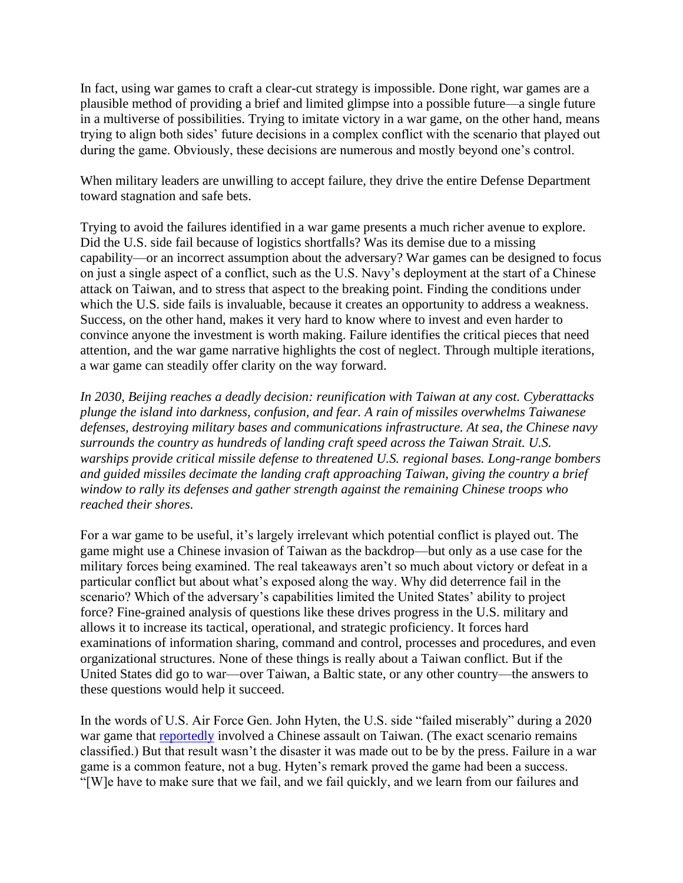In fact, using war games to craft a clear-cut strategy is impossible. Done right, war games are a plausible method of providing a brief and limited glimpse into a possible future—a single future in a multiverse of possibilities. Trying to imitate victory in a war game, on the other hand, means trying to align both sides' future decisions in a complex conflict with the scenario that played out during the game. Obviously, these decisions are numerous and mostly beyond one's control.

When military leaders are unwilling to accept failure, they drive the entire Defense Department toward stagnation and safe bets.

Trying to avoid the failures identified in a war game presents a much richer avenue to explore. Did the U.S. side fail because of logistics shortfalls? Was its demise due to a missing capability—or an incorrect assumption about the adversary? War games can be designed to focus on just a single aspect of a conflict, such as the U.S. Navy's deployment at the start of a Chinese attack on Taiwan, and to stress that aspect to the breaking point. Finding the conditions under which the U.S. side fails is invaluable, because it creates an opportunity to address a weakness. Success, on the other hand, makes it very hard to know where to invest and even harder to convince anyone the investment is worth making. Failure identifies the critical pieces that need attention, and the war game narrative highlights the cost of neglect. Through multiple iterations, a war game can steadily offer clarity on the way forward.

*In 2030, Beijing reaches a deadly decision: reunification with Taiwan at any cost. Cyberattacks plunge the island into darkness, confusion, and fear. A rain of missiles overwhelms Taiwanese defenses, destroying military bases and communications infrastructure. At sea, the Chinese navy surrounds the country as hundreds of landing craft speed across the Taiwan Strait. U.S. warships provide critical missile defense to threatened U.S. regional bases. Long-range bombers and guided missiles decimate the landing craft approaching Taiwan, giving the country a brief window to rally its defenses and gather strength against the remaining Chinese troops who reached their shores.*

For a war game to be useful, it's largely irrelevant which potential conflict is played out. The game might use a Chinese invasion of Taiwan as the backdrop—but only as a use case for the military forces being examined. The real takeaways aren't so much about victory or defeat in a particular conflict but about what's exposed along the way. Why did deterrence fail in the scenario? Which of the adversary's capabilities limited the United States' ability to project force? Fine-grained analysis of questions like these drives progress in the U.S. military and allows it to increase its tactical, operational, and strategic proficiency. It forces hard examinations of information sharing, command and control, processes and procedures, and even organizational structures. None of these things is really about a Taiwan conflict. But if the United States did go to war—over Taiwan, a Baltic state, or any other country—the answers to these questions would help it succeed.

In the words of U.S. Air Force Gen. John Hyten, the U.S. side "failed miserably" during a 2020 war game that reportedly involved a Chinese assault on Taiwan. (The exact scenario remains classified.) But that result wasn't the disaster it was made out to be by the press. Failure in a war game is a common feature, not a bug. Hyten's remark proved the game had been a success. "[W]e have to make sure that we fail, and we fail quickly, and we learn from our failures and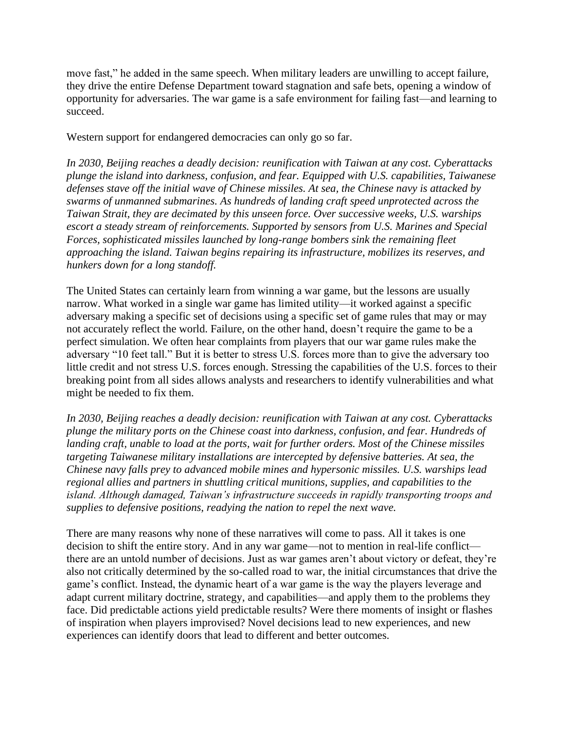move fast," he added in the same speech. When military leaders are unwilling to accept failure, they drive the entire Defense Department toward stagnation and safe bets, opening a window of opportunity for adversaries. The war game is a safe environment for failing fast—and learning to succeed.

Western support for endangered democracies can only go so far.

*In 2030, Beijing reaches a deadly decision: reunification with Taiwan at any cost. Cyberattacks plunge the island into darkness, confusion, and fear. Equipped with U.S. capabilities, Taiwanese defenses stave off the initial wave of Chinese missiles. At sea, the Chinese navy is attacked by swarms of unmanned submarines. As hundreds of landing craft speed unprotected across the Taiwan Strait, they are decimated by this unseen force. Over successive weeks, U.S. warships escort a steady stream of reinforcements. Supported by sensors from U.S. Marines and Special Forces, sophisticated missiles launched by long-range bombers sink the remaining fleet approaching the island. Taiwan begins repairing its infrastructure, mobilizes its reserves, and hunkers down for a long standoff.*

The United States can certainly learn from winning a war game, but the lessons are usually narrow. What worked in a single war game has limited utility—it worked against a specific adversary making a specific set of decisions using a specific set of game rules that may or may not accurately reflect the world. Failure, on the other hand, doesn't require the game to be a perfect simulation. We often hear complaints from players that our war game rules make the adversary "10 feet tall." But it is better to stress U.S. forces more than to give the adversary too little credit and not stress U.S. forces enough. Stressing the capabilities of the U.S. forces to their breaking point from all sides allows analysts and researchers to identify vulnerabilities and what might be needed to fix them.

*In 2030, Beijing reaches a deadly decision: reunification with Taiwan at any cost. Cyberattacks plunge the military ports on the Chinese coast into darkness, confusion, and fear. Hundreds of landing craft, unable to load at the ports, wait for further orders. Most of the Chinese missiles targeting Taiwanese military installations are intercepted by defensive batteries. At sea, the Chinese navy falls prey to advanced mobile mines and hypersonic missiles. U.S. warships lead regional allies and partners in shuttling critical munitions, supplies, and capabilities to the island. Although damaged, Taiwan's infrastructure succeeds in rapidly transporting troops and supplies to defensive positions, readying the nation to repel the next wave.*

There are many reasons why none of these narratives will come to pass. All it takes is one decision to shift the entire story. And in any war game—not to mention in real-life conflict—there are an untold number of decisions. Just as war games aren't about victory or defeat, they're also not critically determined by the so-called road to war, the initial circumstances that drive the game's conflict. Instead, the dynamic heart of a war game is the way the players leverage and adapt current military doctrine, strategy, and capabilities—and apply them to the problems they face. Did predictable actions yield predictable results? Were there moments of insight or flashes of inspiration when players improvised? Novel decisions lead to new experiences, and new experiences can identify doors that lead to different and better outcomes.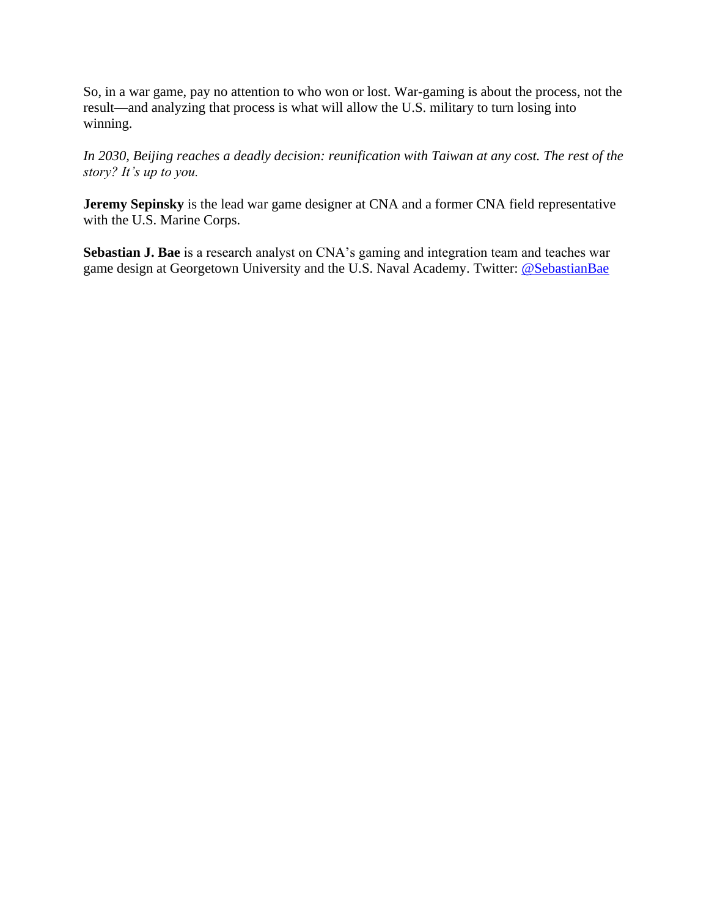So, in a war game, pay no attention to who won or lost. War-gaming is about the process, not the result—and analyzing that process is what will allow the U.S. military to turn losing into winning.

*In 2030, Beijing reaches a deadly decision: reunification with Taiwan at any cost. The rest of the story? It's up to you.*

**Jeremy Sepinsky** is the lead war game designer at CNA and a former CNA field representative with the U.S. Marine Corps.

**Sebastian J. Bae** is a research analyst on CNA's gaming and integration team and teaches war game design at Georgetown University and the U.S. Naval Academy. Twitter: @SebastianBae